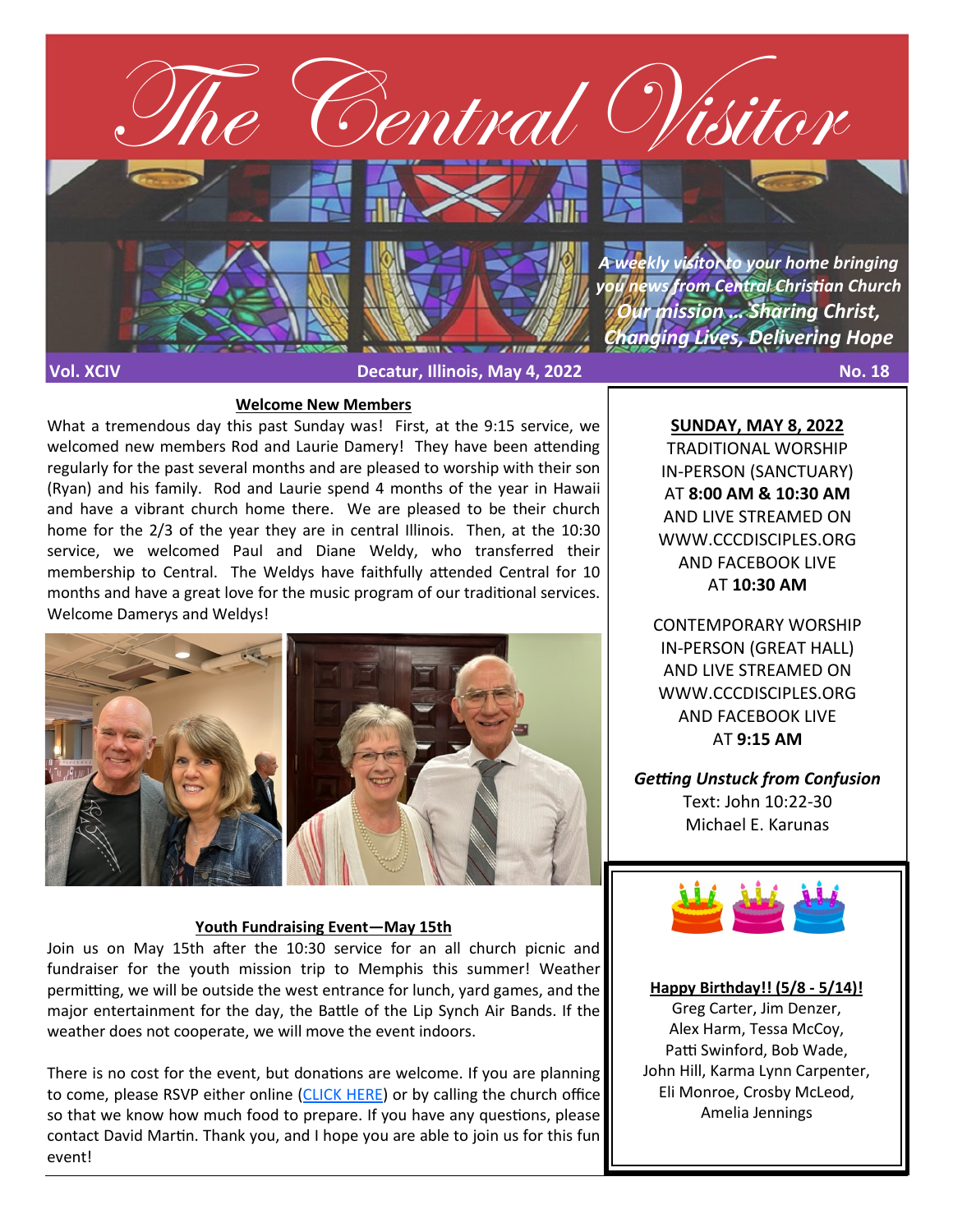# The Central Visitor

*A weekly visitor to your home bringing you news from Central Christian Church*

***Our mission … Sharing Christ, Changing Lives, Delivering Hope***

**Vol. XCIV** — **Decatur, Illinois, May 4, 2022** — **No. 18**

## Welcome New Members

What a tremendous day this past Sunday was! First, at the 9:15 service, we welcomed new members Rod and Laurie Damery! They have been attending regularly for the past several months and are pleased to worship with their son (Ryan) and his family. Rod and Laurie spend 4 months of the year in Hawaii and have a vibrant church home there. We are pleased to be their church home for the 2/3 of the year they are in central Illinois. Then, at the 10:30 service, we welcomed Paul and Diane Weldy, who transferred their membership to Central. The Weldys have faithfully attended Central for 10 months and have a great love for the music program of our traditional services. Welcome Damerys and Weldys!

## Youth Fundraising Event—May 15th

Join us on May 15th after the 10:30 service for an all church picnic and fundraiser for the youth mission trip to Memphis this summer! Weather permitting, we will be outside the west entrance for lunch, yard games, and the major entertainment for the day, the Battle of the Lip Synch Air Bands. If the weather does not cooperate, we will move the event indoors.

There is no cost for the event, but donations are welcome. If you are planning to come, please RSVP either online (CLICK HERE) or by calling the church office so that we know how much food to prepare. If you have any questions, please contact David Martin. Thank you, and I hope you are able to join us for this fun event!

**SUNDAY, MAY 8, 2022**

TRADITIONAL WORSHIP IN-PERSON (SANCTUARY) AT **8:00 AM & 10:30 AM** AND LIVE STREAMED ON WWW.CCCDISCIPLES.ORG AND FACEBOOK LIVE AT **10:30 AM**

CONTEMPORARY WORSHIP IN-PERSON (GREAT HALL) AND LIVE STREAMED ON WWW.CCCDISCIPLES.ORG AND FACEBOOK LIVE AT **9:15 AM**

***Getting Unstuck from Confusion***
Text: John 10:22-30
Michael E. Karunas

**Happy Birthday!! (5/8 - 5/14)!**

Greg Carter, Jim Denzer, Alex Harm, Tessa McCoy, Patti Swinford, Bob Wade, John Hill, Karma Lynn Carpenter, Eli Monroe, Crosby McLeod, Amelia Jennings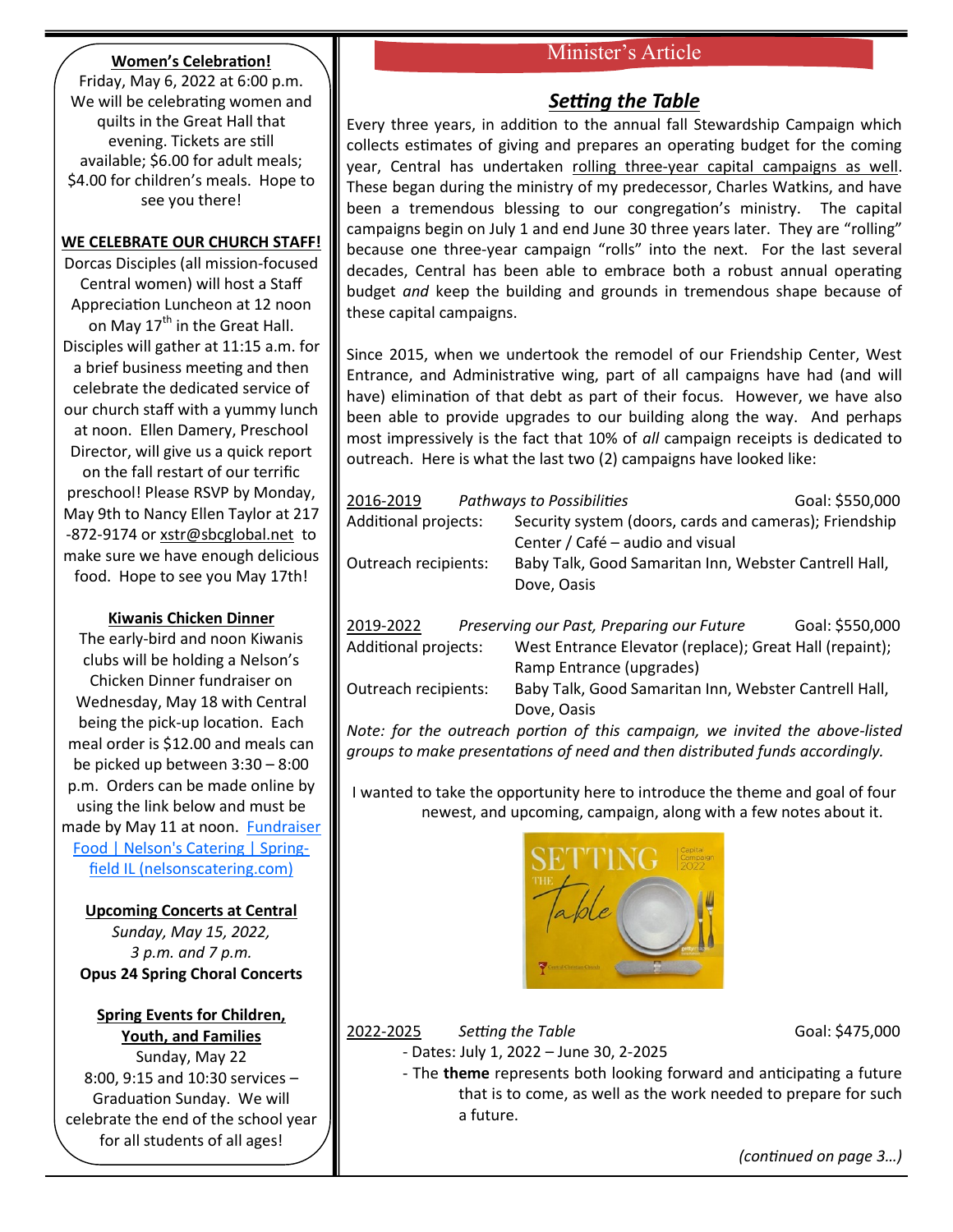**Women's Celebration!**

Friday, May 6, 2022 at 6:00 p.m. We will be celebrating women and quilts in the Great Hall that evening. Tickets are still available; $6.00 for adult meals; $4.00 for children's meals. Hope to see you there!

**WE CELEBRATE OUR CHURCH STAFF!**

Dorcas Disciples (all mission-focused Central women) will host a Staff Appreciation Luncheon at 12 noon on May 17th in the Great Hall. Disciples will gather at 11:15 a.m. for a brief business meeting and then celebrate the dedicated service of our church staff with a yummy lunch at noon. Ellen Damery, Preschool Director, will give us a quick report on the fall restart of our terrific preschool! Please RSVP by Monday, May 9th to Nancy Ellen Taylor at 217-872-9174 or xstr@sbcglobal.net to make sure we have enough delicious food. Hope to see you May 17th!

**Kiwanis Chicken Dinner**

The early-bird and noon Kiwanis clubs will be holding a Nelson's Chicken Dinner fundraiser on Wednesday, May 18 with Central being the pick-up location. Each meal order is $12.00 and meals can be picked up between 3:30 – 8:00 p.m. Orders can be made online by using the link below and must be made by May 11 at noon. Fundraiser Food | Nelson's Catering | Springfield IL (nelsonscatering.com)

**Upcoming Concerts at Central**

*Sunday, May 15, 2022,*
*3 p.m. and 7 p.m.*
**Opus 24 Spring Choral Concerts**

**Spring Events for Children, Youth, and Families**

Sunday, May 22
8:00, 9:15 and 10:30 services – Graduation Sunday. We will celebrate the end of the school year for all students of all ages!

## Minister's Article

### *Setting the Table*

Every three years, in addition to the annual fall Stewardship Campaign which collects estimates of giving and prepares an operating budget for the coming year, Central has undertaken rolling three-year capital campaigns as well. These began during the ministry of my predecessor, Charles Watkins, and have been a tremendous blessing to our congregation's ministry. The capital campaigns begin on July 1 and end June 30 three years later. They are "rolling" because one three-year campaign "rolls" into the next. For the last several decades, Central has been able to embrace both a robust annual operating budget *and* keep the building and grounds in tremendous shape because of these capital campaigns.

Since 2015, when we undertook the remodel of our Friendship Center, West Entrance, and Administrative wing, part of all campaigns have had (and will have) elimination of that debt as part of their focus. However, we have also been able to provide upgrades to our building along the way. And perhaps most impressively is the fact that 10% of *all* campaign receipts is dedicated to outreach. Here is what the last two (2) campaigns have looked like:

2016-2019 — *Pathways to Possibilities* — Goal: $550,000

- Additional projects: Security system (doors, cards and cameras); Friendship Center / Café – audio and visual
- Outreach recipients: Baby Talk, Good Samaritan Inn, Webster Cantrell Hall, Dove, Oasis

2019-2022 — *Preserving our Past, Preparing our Future* — Goal: $550,000

- Additional projects: West Entrance Elevator (replace); Great Hall (repaint); Ramp Entrance (upgrades)
- Outreach recipients: Baby Talk, Good Samaritan Inn, Webster Cantrell Hall, Dove, Oasis

*Note: for the outreach portion of this campaign, we invited the above-listed groups to make presentations of need and then distributed funds accordingly.*

I wanted to take the opportunity here to introduce the theme and goal of four newest, and upcoming, campaign, along with a few notes about it.

2022-2025 — *Setting the Table* — Goal: $475,000

- Dates: July 1, 2022 – June 30, 2-2025
- The **theme** represents both looking forward and anticipating a future that is to come, as well as the work needed to prepare for such a future.

*(continued on page 3…)*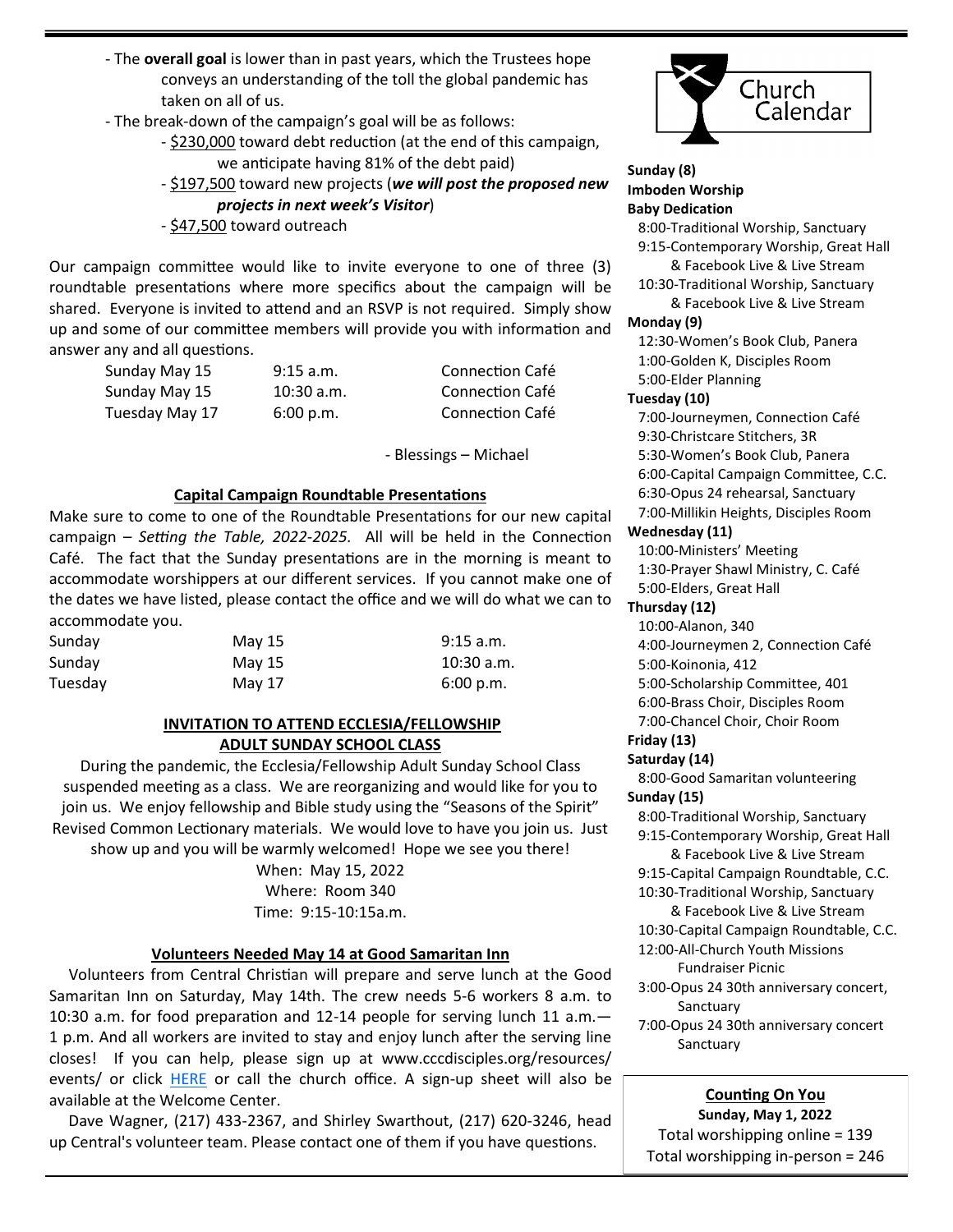- The **overall goal** is lower than in past years, which the Trustees hope conveys an understanding of the toll the global pandemic has taken on all of us.
- The break-down of the campaign's goal will be as follows:
  - $230,000 toward debt reduction (at the end of this campaign, we anticipate having 81% of the debt paid)
  - $197,500 toward new projects (***we will post the proposed new projects in next week's Visitor***)
  - $47,500 toward outreach

Our campaign committee would like to invite everyone to one of three (3) roundtable presentations where more specifics about the campaign will be shared. Everyone is invited to attend and an RSVP is not required. Simply show up and some of our committee members will provide you with information and answer any and all questions.

| | | |
|---|---|---|
| Sunday May 15 | 9:15 a.m. | Connection Café |
| Sunday May 15 | 10:30 a.m. | Connection Café |
| Tuesday May 17 | 6:00 p.m. | Connection Café |

- Blessings – Michael

## Capital Campaign Roundtable Presentations

Make sure to come to one of the Roundtable Presentations for our new capital campaign – *Setting the Table, 2022-2025.* All will be held in the Connection Café. The fact that the Sunday presentations are in the morning is meant to accommodate worshippers at our different services. If you cannot make one of the dates we have listed, please contact the office and we will do what we can to accommodate you.

| | | |
|---|---|---|
| Sunday | May 15 | 9:15 a.m. |
| Sunday | May 15 | 10:30 a.m. |
| Tuesday | May 17 | 6:00 p.m. |

## INVITATION TO ATTEND ECCLESIA/FELLOWSHIP ADULT SUNDAY SCHOOL CLASS

During the pandemic, the Ecclesia/Fellowship Adult Sunday School Class suspended meeting as a class. We are reorganizing and would like for you to join us. We enjoy fellowship and Bible study using the "Seasons of the Spirit" Revised Common Lectionary materials. We would love to have you join us. Just show up and you will be warmly welcomed! Hope we see you there!

When: May 15, 2022
Where: Room 340
Time: 9:15-10:15a.m.

## Volunteers Needed May 14 at Good Samaritan Inn

Volunteers from Central Christian will prepare and serve lunch at the Good Samaritan Inn on Saturday, May 14th. The crew needs 5-6 workers 8 a.m. to 10:30 a.m. for food preparation and 12-14 people for serving lunch 11 a.m.—1 p.m. And all workers are invited to stay and enjoy lunch after the serving line closes! If you can help, please sign up at www.cccdisciples.org/resources/events/ or click HERE or call the church office. A sign-up sheet will also be available at the Welcome Center.

Dave Wagner, (217) 433-2367, and Shirley Swarthout, (217) 620-3246, head up Central's volunteer team. Please contact one of them if you have questions.

## Church Calendar

**Sunday (8)**
**Imboden Worship**
**Baby Dedication**
8:00-Traditional Worship, Sanctuary
9:15-Contemporary Worship, Great Hall & Facebook Live & Live Stream
10:30-Traditional Worship, Sanctuary & Facebook Live & Live Stream

**Monday (9)**
12:30-Women's Book Club, Panera
1:00-Golden K, Disciples Room
5:00-Elder Planning

**Tuesday (10)**
7:00-Journeymen, Connection Café
9:30-Christcare Stitchers, 3R
5:30-Women's Book Club, Panera
6:00-Capital Campaign Committee, C.C.
6:30-Opus 24 rehearsal, Sanctuary
7:00-Millikin Heights, Disciples Room

**Wednesday (11)**
10:00-Ministers' Meeting
1:30-Prayer Shawl Ministry, C. Café
5:00-Elders, Great Hall

**Thursday (12)**
10:00-Alanon, 340
4:00-Journeymen 2, Connection Café
5:00-Koinonia, 412
5:00-Scholarship Committee, 401
6:00-Brass Choir, Disciples Room
7:00-Chancel Choir, Choir Room

**Friday (13)**

**Saturday (14)**
8:00-Good Samaritan volunteering

**Sunday (15)**
8:00-Traditional Worship, Sanctuary
9:15-Contemporary Worship, Great Hall & Facebook Live & Live Stream
9:15-Capital Campaign Roundtable, C.C.
10:30-Traditional Worship, Sanctuary & Facebook Live & Live Stream
10:30-Capital Campaign Roundtable, C.C.
12:00-All-Church Youth Missions Fundraiser Picnic
3:00-Opus 24 30th anniversary concert, Sanctuary
7:00-Opus 24 30th anniversary concert Sanctuary

## Counting On You

**Sunday, May 1, 2022**
Total worshipping online = 139
Total worshipping in-person = 246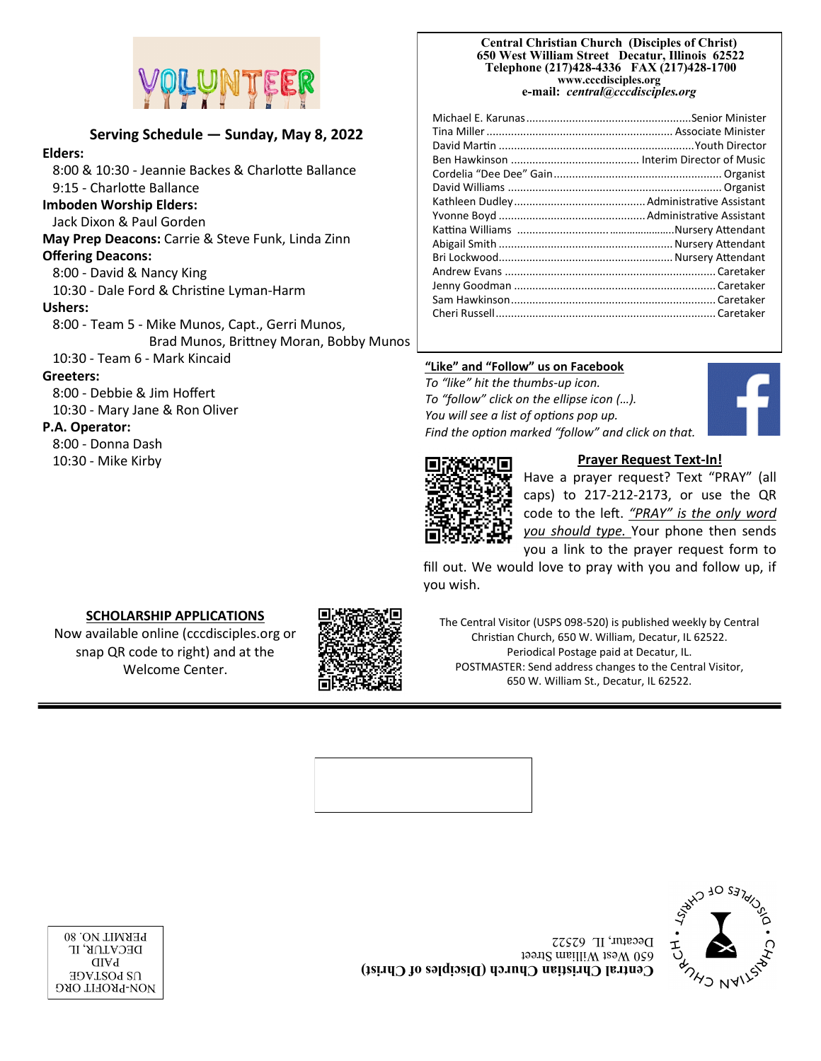VOLUNTEER

## Serving Schedule — Sunday, May 8, 2022

**Elders:**
8:00 & 10:30 - Jeannie Backes & Charlotte Ballance
9:15 - Charlotte Ballance

**Imboden Worship Elders:**
Jack Dixon & Paul Gorden

**May Prep Deacons:** Carrie & Steve Funk, Linda Zinn

**Offering Deacons:**
8:00 - David & Nancy King
10:30 - Dale Ford & Christine Lyman-Harm

**Ushers:**
8:00 - Team 5 - Mike Munos, Capt., Gerri Munos, Brad Munos, Brittney Moran, Bobby Munos
10:30 - Team 6 - Mark Kincaid

**Greeters:**
8:00 - Debbie & Jim Hoffert
10:30 - Mary Jane & Ron Oliver

**P.A. Operator:**
8:00 - Donna Dash
10:30 - Mike Kirby

**Central Christian Church (Disciples of Christ)**
**650 West William Street Decatur, Illinois 62522**
**Telephone (217)428-4336 FAX (217)428-1700**
**www.cccdisciples.org**
**e-mail:** *central@cccdisciples.org*

| | |
|---|---|
| Michael E. Karunas | Senior Minister |
| Tina Miller | Associate Minister |
| David Martin | Youth Director |
| Ben Hawkinson | Interim Director of Music |
| Cordelia "Dee Dee" Gain | Organist |
| David Williams | Organist |
| Kathleen Dudley | Administrative Assistant |
| Yvonne Boyd | Administrative Assistant |
| Kattina Williams | Nursery Attendant |
| Abigail Smith | Nursery Attendant |
| Bri Lockwood | Nursery Attendant |
| Andrew Evans | Caretaker |
| Jenny Goodman | Caretaker |
| Sam Hawkinson | Caretaker |
| Cheri Russell | Caretaker |

**"Like" and "Follow" us on Facebook**

*To "like" hit the thumbs-up icon.*
*To "follow" click on the ellipse icon (…).*
*You will see a list of options pop up.*
*Find the option marked "follow" and click on that.*

**Prayer Request Text-In!**

Have a prayer request? Text "PRAY" (all caps) to 217-212-2173, or use the QR code to the left. *"PRAY" is the only word you should type.* Your phone then sends you a link to the prayer request form to fill out. We would love to pray with you and follow up, if you wish.

**SCHOLARSHIP APPLICATIONS**

Now available online (cccdisciples.org or snap QR code to right) and at the Welcome Center.

The Central Visitor (USPS 098-520) is published weekly by Central Christian Church, 650 W. William, Decatur, IL 62522.
Periodical Postage paid at Decatur, IL.
POSTMASTER: Send address changes to the Central Visitor, 650 W. William St., Decatur, IL 62522.

NON-PROFIT ORG
US POSTAGE
PAID
DECATUR, IL
PERMIT NO. 80

**Central Christian Church (Disciples of Christ)**
650 West William Street
Decatur, IL 62522

CHRISTIAN CHURCH • DISCIPLES OF CHRIST